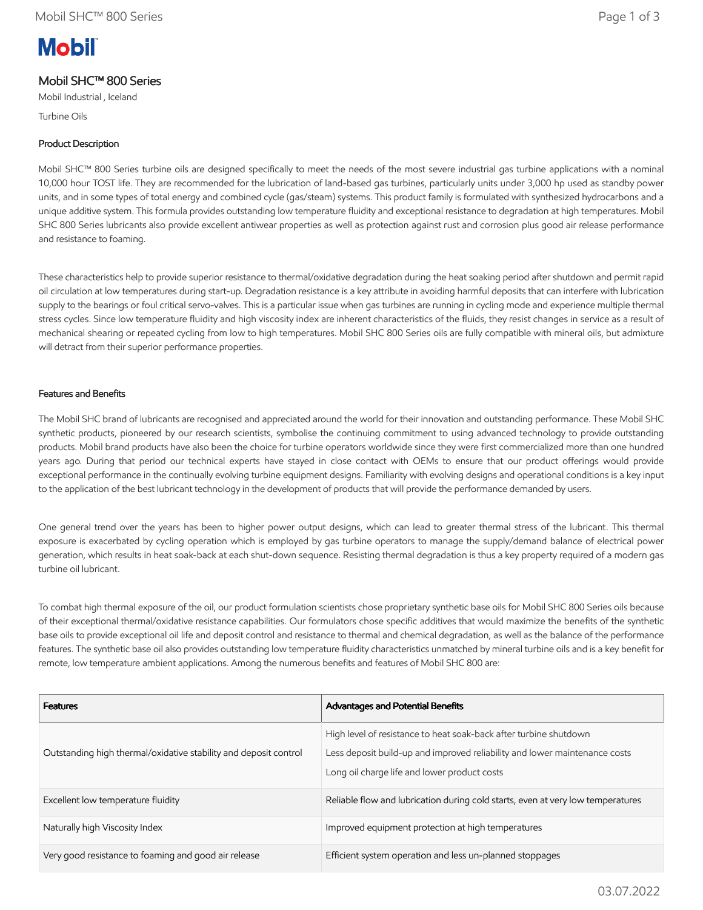**Mobil**

# Mobil SHC™ 800 Series

Mobil Industrial , Iceland

Turbine Oils

## Product Description

Mobil SHC™ 800 Series turbine oils are designed specifically to meet the needs of the most severe industrial gas turbine applications with a nominal 10,000 hour TOST life. They are recommended for the lubrication of land-based gas turbines, particularly units under 3,000 hp used as standby power units, and in some types of total energy and combined cycle (gas/steam) systems. This product family is formulated with synthesized hydrocarbons and a unique additive system. This formula provides outstanding low temperature fluidity and exceptional resistance to degradation at high temperatures. Mobil SHC 800 Series lubricants also provide excellent antiwear properties as well as protection against rust and corrosion plus good air release performance and resistance to foaming.

These characteristics help to provide superior resistance to thermal/oxidative degradation during the heat soaking period after shutdown and permit rapid oil circulation at low temperatures during start-up. Degradation resistance is a key attribute in avoiding harmful deposits that can interfere with lubrication supply to the bearings or foul critical servo-valves. This is a particular issue when gas turbines are running in cycling mode and experience multiple thermal stress cycles. Since low temperature fluidity and high viscosity index are inherent characteristics of the fluids, they resist changes in service as a result of mechanical shearing or repeated cycling from low to high temperatures. Mobil SHC 800 Series oils are fully compatible with mineral oils, but admixture will detract from their superior performance properties.

## Features and Benefits

The Mobil SHC brand of lubricants are recognised and appreciated around the world for their innovation and outstanding performance. These Mobil SHC synthetic products, pioneered by our research scientists, symbolise the continuing commitment to using advanced technology to provide outstanding products. Mobil brand products have also been the choice for turbine operators worldwide since they were first commercialized more than one hundred years ago. During that period our technical experts have stayed in close contact with OEMs to ensure that our product offerings would provide exceptional performance in the continually evolving turbine equipment designs. Familiarity with evolving designs and operational conditions is a key input to the application of the best lubricant technology in the development of products that will provide the performance demanded by users.

One general trend over the years has been to higher power output designs, which can lead to greater thermal stress of the lubricant. This thermal exposure is exacerbated by cycling operation which is employed by gas turbine operators to manage the supply/demand balance of electrical power generation, which results in heat soak-back at each shut-down sequence. Resisting thermal degradation is thus a key property required of a modern gas turbine oil lubricant.

To combat high thermal exposure of the oil, our product formulation scientists chose proprietary synthetic base oils for Mobil SHC 800 Series oils because of their exceptional thermal/oxidative resistance capabilities. Our formulators chose specific additives that would maximize the benefits of the synthetic base oils to provide exceptional oil life and deposit control and resistance to thermal and chemical degradation, as well as the balance of the performance features. The synthetic base oil also provides outstanding low temperature fluidity characteristics unmatched by mineral turbine oils and is a key benefit for remote, low temperature ambient applications. Among the numerous benefits and features of Mobil SHC 800 are:

| Features | Advantages and Potential Benefits |
|---|---|
| Outstanding high thermal/oxidative stability and deposit control | High level of resistance to heat soak-back after turbine shutdown<br>Less deposit build-up and improved reliability and lower maintenance costs<br>Long oil charge life and lower product costs |
| Excellent low temperature fluidity | Reliable flow and lubrication during cold starts, even at very low temperatures |
| Naturally high Viscosity Index | Improved equipment protection at high temperatures |
| Very good resistance to foaming and good air release | Efficient system operation and less un-planned stoppages |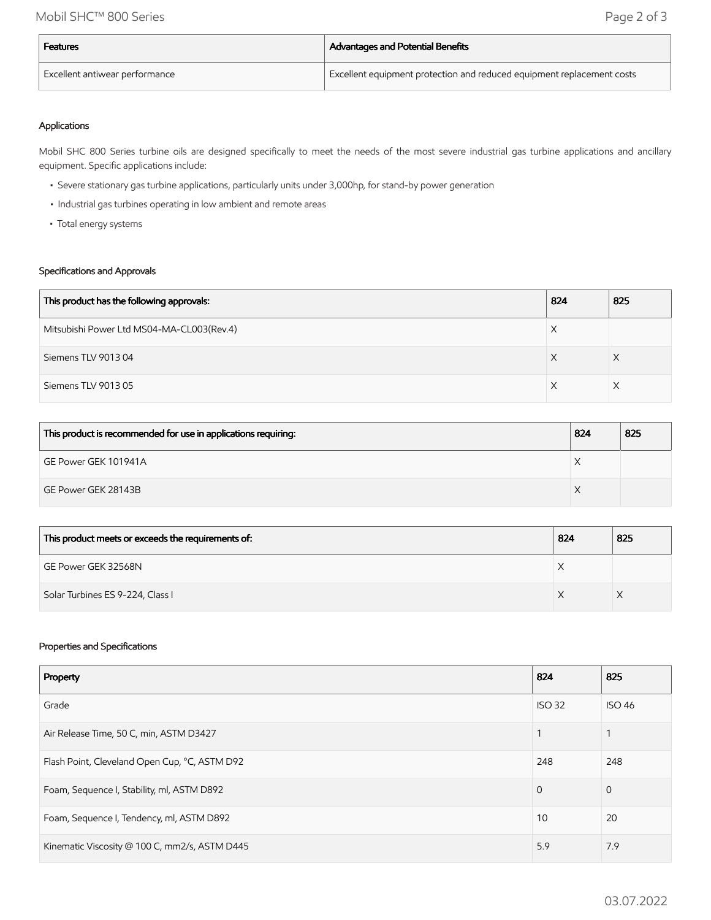| Features | Advantages and Potential Benefits |
| --- | --- |
| Excellent antiwear performance | Excellent equipment protection and reduced equipment replacement costs |

### Applications

Mobil SHC 800 Series turbine oils are designed specifically to meet the needs of the most severe industrial gas turbine applications and ancillary equipment. Specific applications include:

- Severe stationary gas turbine applications, particularly units under 3,000hp, for stand-by power generation
- Industrial gas turbines operating in low ambient and remote areas
- Total energy systems

### Specifications and Approvals

| This product has the following approvals: | 824 | 825 |
| --- | --- | --- |
| Mitsubishi Power Ltd MS04-MA-CL003(Rev.4) | X | |
| Siemens TLV 9013 04 | X | X |
| Siemens TLV 9013 05 | X | X |

| This product is recommended for use in applications requiring: | 824 | 825 |
| --- | --- | --- |
| GE Power GEK 101941A | X | |
| GE Power GEK 28143B | X | |

| This product meets or exceeds the requirements of: | 824 | 825 |
| --- | --- | --- |
| GE Power GEK 32568N | X | |
| Solar Turbines ES 9-224, Class I | X | X |

### Properties and Specifications

| Property | 824 | 825 |
| --- | --- | --- |
| Grade | ISO 32 | ISO 46 |
| Air Release Time, 50 C, min, ASTM D3427 | 1 | 1 |
| Flash Point, Cleveland Open Cup, °C, ASTM D92 | 248 | 248 |
| Foam, Sequence I, Stability, ml, ASTM D892 | 0 | 0 |
| Foam, Sequence I, Tendency, ml, ASTM D892 | 10 | 20 |
| Kinematic Viscosity @ 100 C, mm2/s, ASTM D445 | 5.9 | 7.9 |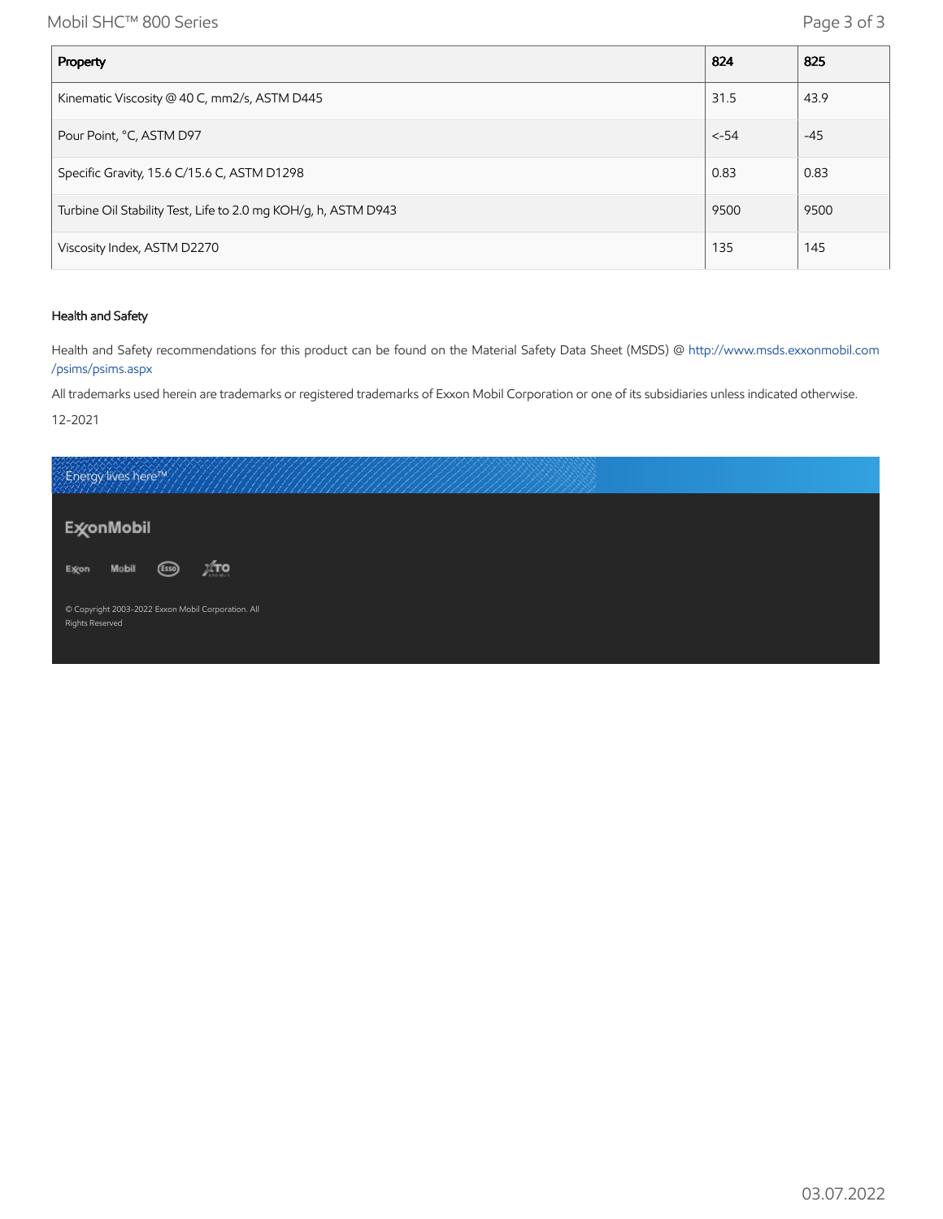| Property | 824 | 825 |
| --- | --- | --- |
| Kinematic Viscosity @ 40 C, mm2/s, ASTM D445 | 31.5 | 43.9 |
| Pour Point, °C, ASTM D97 | <-54 | -45 |
| Specific Gravity, 15.6 C/15.6 C, ASTM D1298 | 0.83 | 0.83 |
| Turbine Oil Stability Test, Life to 2.0 mg KOH/g, h, ASTM D943 | 9500 | 9500 |
| Viscosity Index, ASTM D2270 | 135 | 145 |

### Health and Safety

Health and Safety recommendations for this product can be found on the Material Safety Data Sheet (MSDS) @ http://www.msds.exxonmobil.com/psims/psims.aspx

All trademarks used herein are trademarks or registered trademarks of Exxon Mobil Corporation or one of its subsidiaries unless indicated otherwise.

12-2021

Energy lives here™

ExxonMobil

Exxon Mobil Esso XTO

© Copyright 2003-2022 Exxon Mobil Corporation. All Rights Reserved